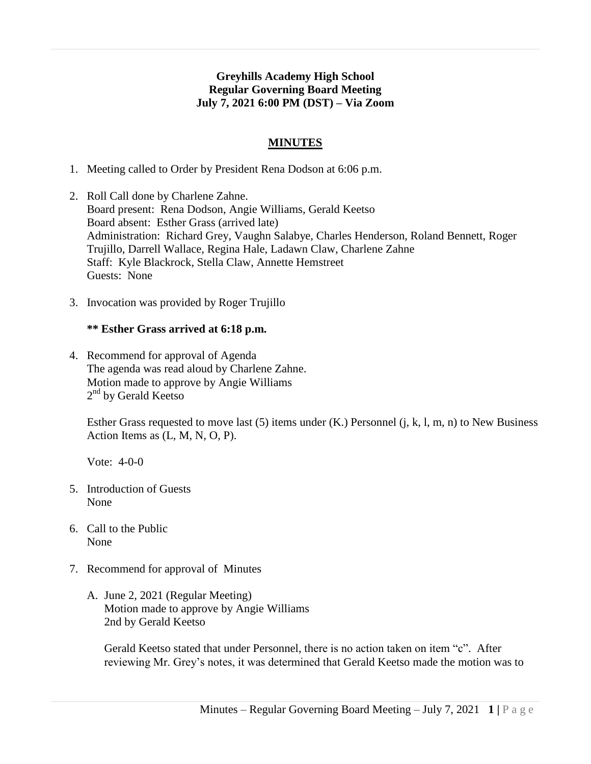**Greyhills Academy High School**
**Regular Governing Board Meeting**
**July 7, 2021 6:00 PM (DST) – Via Zoom**

## MINUTES

1. Meeting called to Order by President Rena Dodson at 6:06 p.m.

2. Roll Call done by Charlene Zahne.
   Board present: Rena Dodson, Angie Williams, Gerald Keetso
   Board absent: Esther Grass (arrived late)
   Administration: Richard Grey, Vaughn Salabye, Charles Henderson, Roland Bennett, Roger Trujillo, Darrell Wallace, Regina Hale, Ladawn Claw, Charlene Zahne
   Staff: Kyle Blackrock, Stella Claw, Annette Hemstreet
   Guests: None

3. Invocation was provided by Roger Trujillo

   **\*\* Esther Grass arrived at 6:18 p.m.**

4. Recommend for approval of Agenda
   The agenda was read aloud by Charlene Zahne.
   Motion made to approve by Angie Williams
   2nd by Gerald Keetso

   Esther Grass requested to move last (5) items under (K.) Personnel (j, k, l, m, n) to New Business Action Items as (L, M, N, O, P).

   Vote: 4-0-0

5. Introduction of Guests
   None

6. Call to the Public
   None

7. Recommend for approval of Minutes

   A. June 2, 2021 (Regular Meeting)
      Motion made to approve by Angie Williams
      2nd by Gerald Keetso

      Gerald Keetso stated that under Personnel, there is no action taken on item "c". After reviewing Mr. Grey's notes, it was determined that Gerald Keetso made the motion was to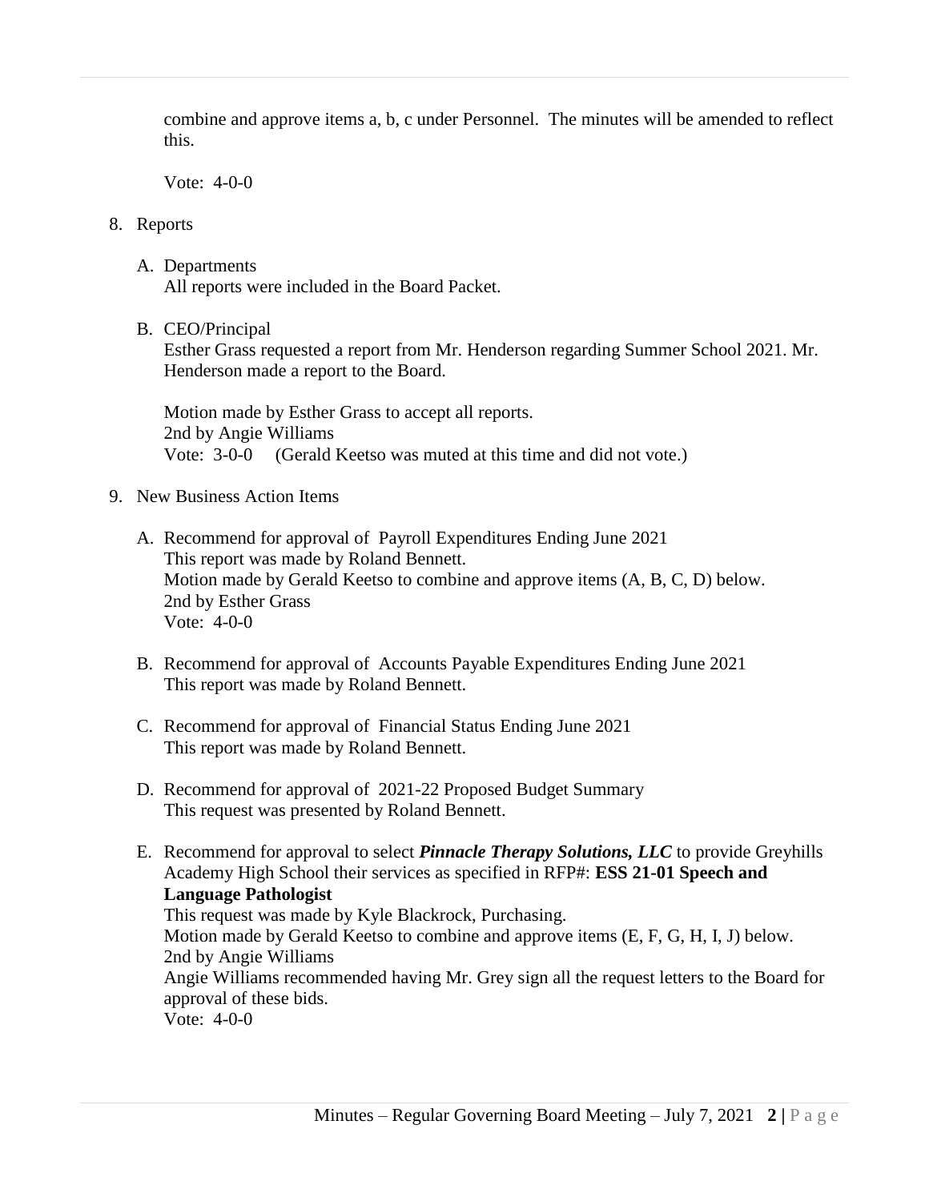combine and approve items a, b, c under Personnel. The minutes will be amended to reflect this.

Vote: 4-0-0

8. Reports

   A. Departments
      All reports were included in the Board Packet.

   B. CEO/Principal
      Esther Grass requested a report from Mr. Henderson regarding Summer School 2021. Mr. Henderson made a report to the Board.

      Motion made by Esther Grass to accept all reports.
      2nd by Angie Williams
      Vote: 3-0-0 (Gerald Keetso was muted at this time and did not vote.)

9. New Business Action Items

   A. Recommend for approval of Payroll Expenditures Ending June 2021
      This report was made by Roland Bennett.
      Motion made by Gerald Keetso to combine and approve items (A, B, C, D) below.
      2nd by Esther Grass
      Vote: 4-0-0

   B. Recommend for approval of Accounts Payable Expenditures Ending June 2021
      This report was made by Roland Bennett.

   C. Recommend for approval of Financial Status Ending June 2021
      This report was made by Roland Bennett.

   D. Recommend for approval of 2021-22 Proposed Budget Summary
      This request was presented by Roland Bennett.

   E. Recommend for approval to select ***Pinnacle Therapy Solutions, LLC*** to provide Greyhills Academy High School their services as specified in RFP#: **ESS 21-01 Speech and Language Pathologist**
      This request was made by Kyle Blackrock, Purchasing.
      Motion made by Gerald Keetso to combine and approve items (E, F, G, H, I, J) below.
      2nd by Angie Williams
      Angie Williams recommended having Mr. Grey sign all the request letters to the Board for approval of these bids.
      Vote: 4-0-0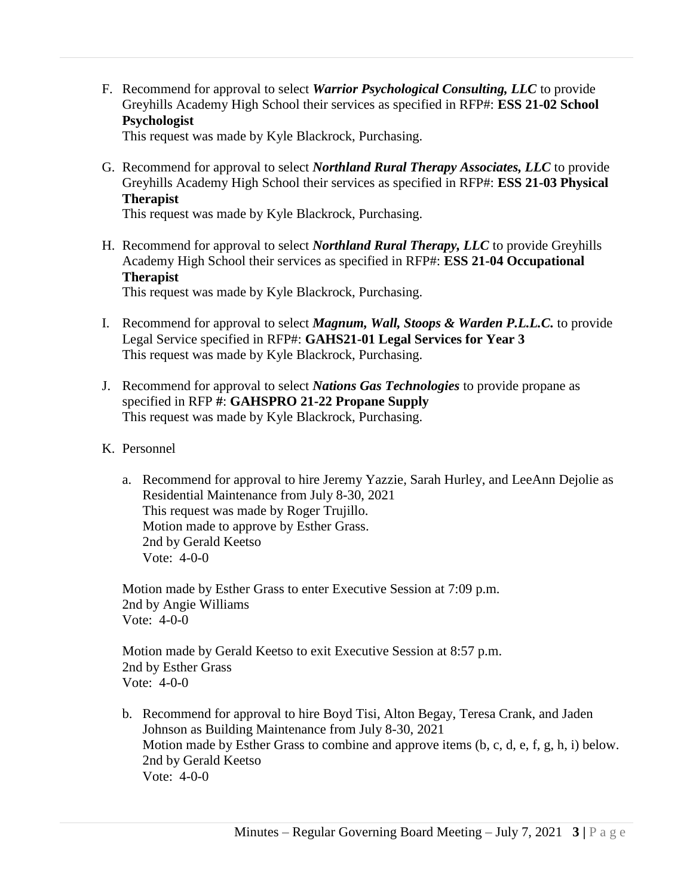F. Recommend for approval to select ***Warrior Psychological Consulting, LLC*** to provide Greyhills Academy High School their services as specified in RFP#: **ESS 21-02 School Psychologist**
   This request was made by Kyle Blackrock, Purchasing.

G. Recommend for approval to select ***Northland Rural Therapy Associates, LLC*** to provide Greyhills Academy High School their services as specified in RFP#: **ESS 21-03 Physical Therapist**
   This request was made by Kyle Blackrock, Purchasing.

H. Recommend for approval to select ***Northland Rural Therapy, LLC*** to provide Greyhills Academy High School their services as specified in RFP#: **ESS 21-04 Occupational Therapist**
   This request was made by Kyle Blackrock, Purchasing.

I. Recommend for approval to select ***Magnum, Wall, Stoops & Warden P.L.L.C.*** to provide Legal Service specified in RFP#: **GAHS21-01 Legal Services for Year 3**
   This request was made by Kyle Blackrock, Purchasing.

J. Recommend for approval to select ***Nations Gas Technologies*** to provide propane as specified in RFP **#**: **GAHSPRO 21-22 Propane Supply**
   This request was made by Kyle Blackrock, Purchasing.

K. Personnel

   a. Recommend for approval to hire Jeremy Yazzie, Sarah Hurley, and LeeAnn Dejolie as Residential Maintenance from July 8-30, 2021
      This request was made by Roger Trujillo.
      Motion made to approve by Esther Grass.
      2nd by Gerald Keetso
      Vote: 4-0-0

   Motion made by Esther Grass to enter Executive Session at 7:09 p.m.
   2nd by Angie Williams
   Vote: 4-0-0

   Motion made by Gerald Keetso to exit Executive Session at 8:57 p.m.
   2nd by Esther Grass
   Vote: 4-0-0

   b. Recommend for approval to hire Boyd Tisi, Alton Begay, Teresa Crank, and Jaden Johnson as Building Maintenance from July 8-30, 2021
      Motion made by Esther Grass to combine and approve items (b, c, d, e, f, g, h, i) below.
      2nd by Gerald Keetso
      Vote: 4-0-0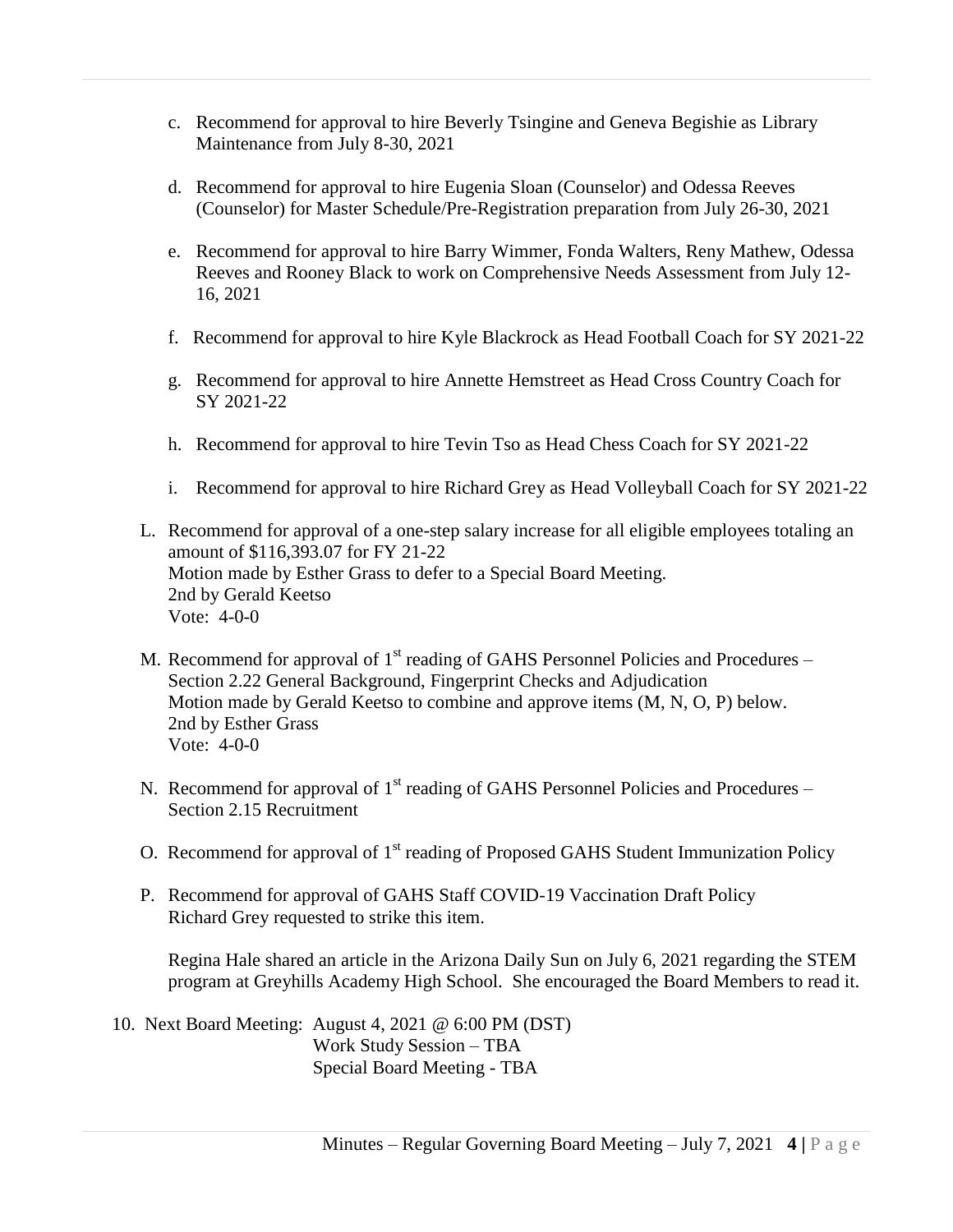c. Recommend for approval to hire Beverly Tsingine and Geneva Begishie as Library Maintenance from July 8-30, 2021

d. Recommend for approval to hire Eugenia Sloan (Counselor) and Odessa Reeves (Counselor) for Master Schedule/Pre-Registration preparation from July 26-30, 2021

e. Recommend for approval to hire Barry Wimmer, Fonda Walters, Reny Mathew, Odessa Reeves and Rooney Black to work on Comprehensive Needs Assessment from July 12-16, 2021

f. Recommend for approval to hire Kyle Blackrock as Head Football Coach for SY 2021-22

g. Recommend for approval to hire Annette Hemstreet as Head Cross Country Coach for SY 2021-22

h. Recommend for approval to hire Tevin Tso as Head Chess Coach for SY 2021-22

i. Recommend for approval to hire Richard Grey as Head Volleyball Coach for SY 2021-22

L. Recommend for approval of a one-step salary increase for all eligible employees totaling an amount of $116,393.07 for FY 21-22
Motion made by Esther Grass to defer to a Special Board Meeting.
2nd by Gerald Keetso
Vote: 4-0-0

M. Recommend for approval of 1st reading of GAHS Personnel Policies and Procedures – Section 2.22 General Background, Fingerprint Checks and Adjudication
Motion made by Gerald Keetso to combine and approve items (M, N, O, P) below.
2nd by Esther Grass
Vote: 4-0-0

N. Recommend for approval of 1st reading of GAHS Personnel Policies and Procedures – Section 2.15 Recruitment

O. Recommend for approval of 1st reading of Proposed GAHS Student Immunization Policy

P. Recommend for approval of GAHS Staff COVID-19 Vaccination Draft Policy
Richard Grey requested to strike this item.

Regina Hale shared an article in the Arizona Daily Sun on July 6, 2021 regarding the STEM program at Greyhills Academy High School. She encouraged the Board Members to read it.

10. Next Board Meeting: August 4, 2021 @ 6:00 PM (DST)
Work Study Session – TBA
Special Board Meeting - TBA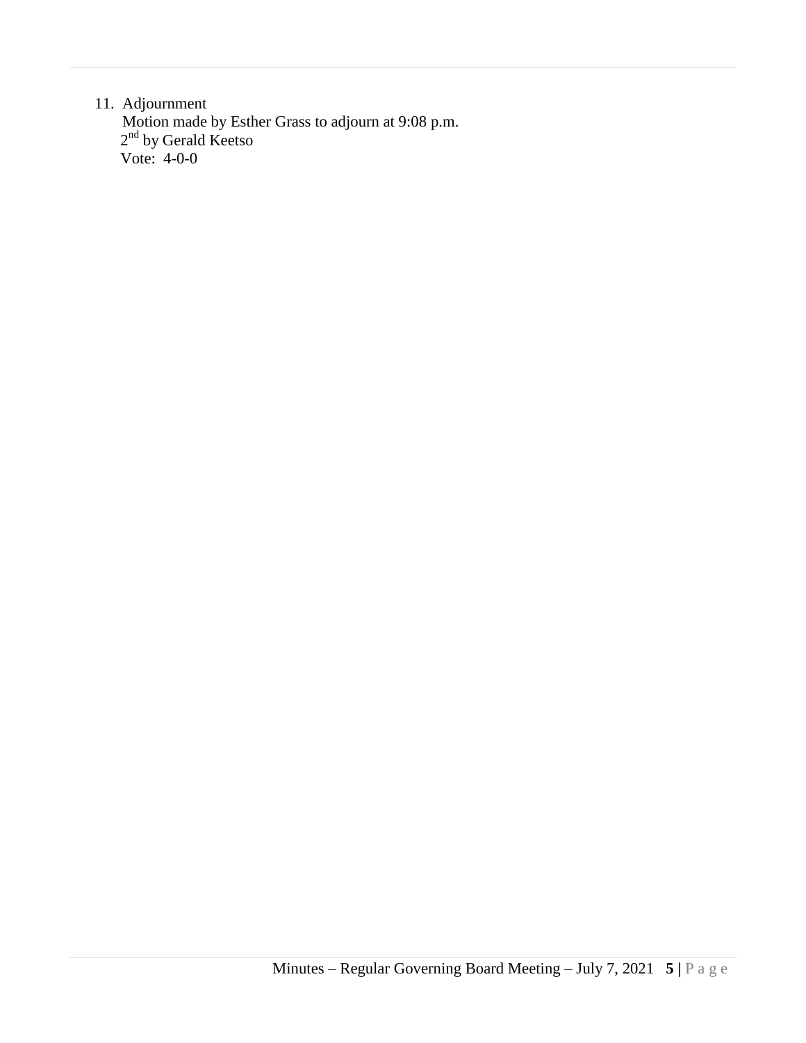11. Adjournment
    Motion made by Esther Grass to adjourn at 9:08 p.m.
    2nd by Gerald Keetso
    Vote: 4-0-0